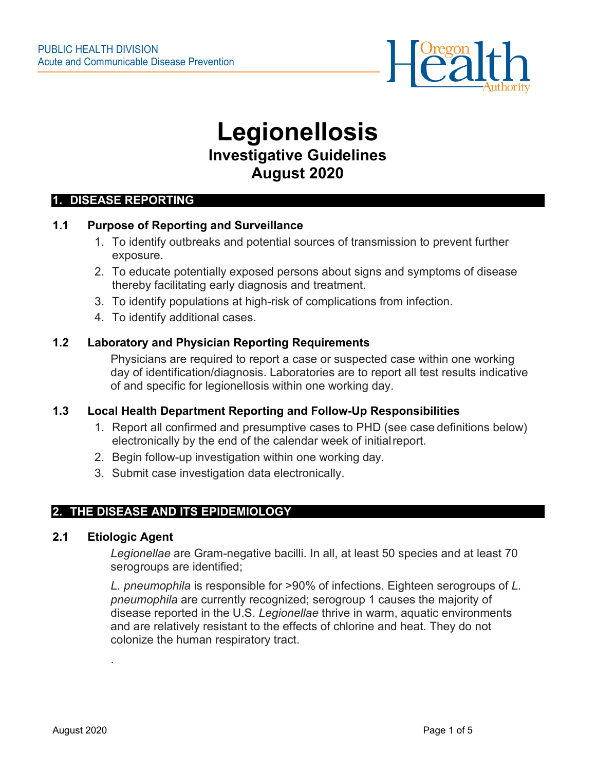PUBLIC HEALTH DIVISION
Acute and Communicable Disease Prevention

# Legionellosis

## Investigative Guidelines
## August 2020

## 1. DISEASE REPORTING

### 1.1 Purpose of Reporting and Surveillance

1. To identify outbreaks and potential sources of transmission to prevent further exposure.
2. To educate potentially exposed persons about signs and symptoms of disease thereby facilitating early diagnosis and treatment.
3. To identify populations at high-risk of complications from infection.
4. To identify additional cases.

### 1.2 Laboratory and Physician Reporting Requirements

Physicians are required to report a case or suspected case within one working day of identification/diagnosis. Laboratories are to report all test results indicative of and specific for legionellosis within one working day.

### 1.3 Local Health Department Reporting and Follow-Up Responsibilities

1. Report all confirmed and presumptive cases to PHD (see case definitions below) electronically by the end of the calendar week of initial report.
2. Begin follow-up investigation within one working day.
3. Submit case investigation data electronically.

## 2. THE DISEASE AND ITS EPIDEMIOLOGY

### 2.1 Etiologic Agent

*Legionellae* are Gram-negative bacilli. In all, at least 50 species and at least 70 serogroups are identified;

*L. pneumophila* is responsible for >90% of infections. Eighteen serogroups of *L. pneumophila* are currently recognized; serogroup 1 causes the majority of disease reported in the U.S. *Legionellae* thrive in warm, aquatic environments and are relatively resistant to the effects of chlorine and heat. They do not colonize the human respiratory tract.

.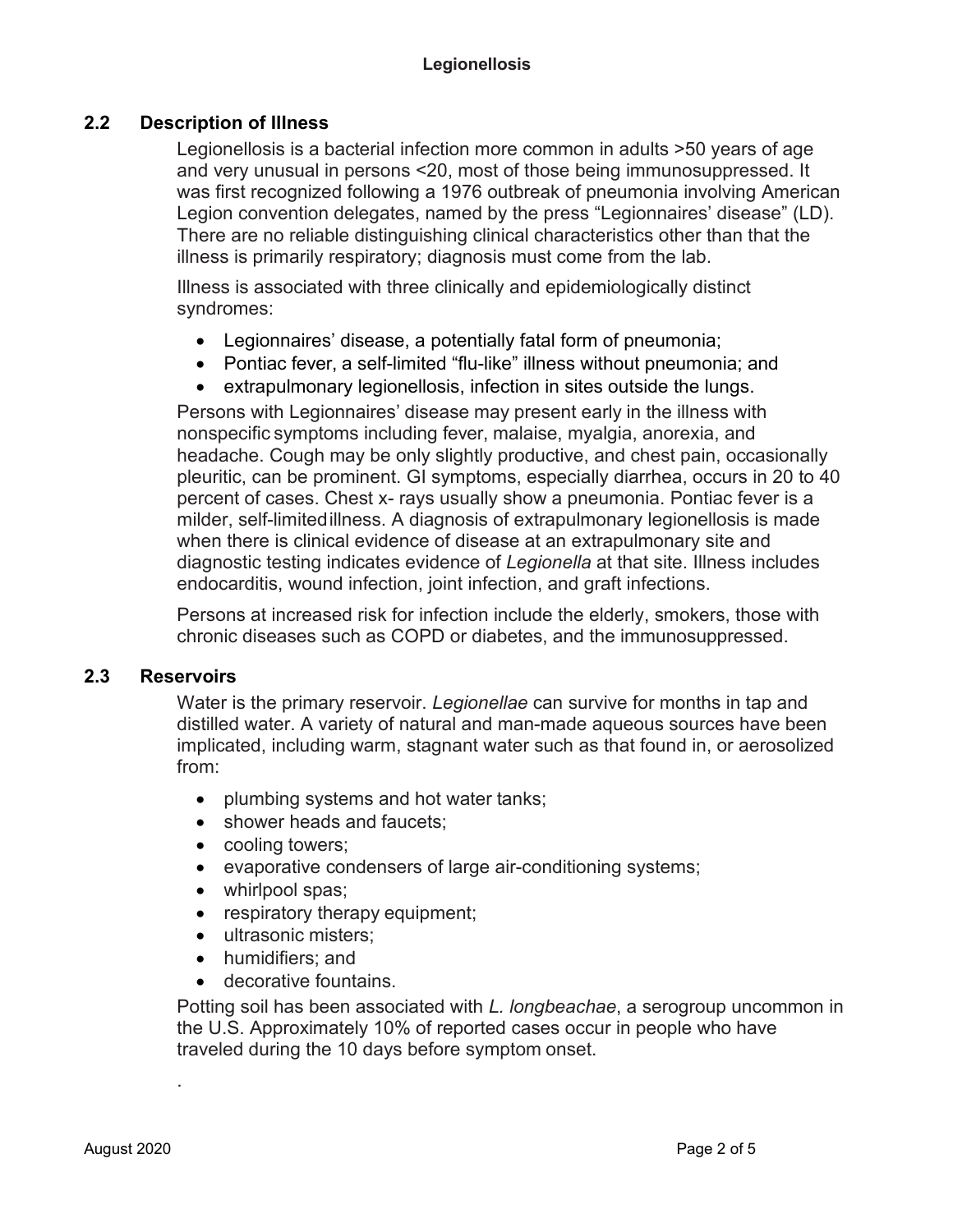## 2.2 Description of Illness

Legionellosis is a bacterial infection more common in adults >50 years of age and very unusual in persons <20, most of those being immunosuppressed. It was first recognized following a 1976 outbreak of pneumonia involving American Legion convention delegates, named by the press "Legionnaires' disease" (LD). There are no reliable distinguishing clinical characteristics other than that the illness is primarily respiratory; diagnosis must come from the lab.

Illness is associated with three clinically and epidemiologically distinct syndromes:

- Legionnaires' disease, a potentially fatal form of pneumonia;
- Pontiac fever, a self-limited "flu-like" illness without pneumonia; and
- extrapulmonary legionellosis, infection in sites outside the lungs.

Persons with Legionnaires' disease may present early in the illness with nonspecific symptoms including fever, malaise, myalgia, anorexia, and headache. Cough may be only slightly productive, and chest pain, occasionally pleuritic, can be prominent. GI symptoms, especially diarrhea, occurs in 20 to 40 percent of cases. Chest x- rays usually show a pneumonia. Pontiac fever is a milder, self-limited illness. A diagnosis of extrapulmonary legionellosis is made when there is clinical evidence of disease at an extrapulmonary site and diagnostic testing indicates evidence of *Legionella* at that site. Illness includes endocarditis, wound infection, joint infection, and graft infections.

Persons at increased risk for infection include the elderly, smokers, those with chronic diseases such as COPD or diabetes, and the immunosuppressed.

## 2.3 Reservoirs

Water is the primary reservoir. *Legionellae* can survive for months in tap and distilled water. A variety of natural and man-made aqueous sources have been implicated, including warm, stagnant water such as that found in, or aerosolized from:

- plumbing systems and hot water tanks;
- shower heads and faucets;
- cooling towers;
- evaporative condensers of large air-conditioning systems;
- whirlpool spas;
- respiratory therapy equipment;
- ultrasonic misters;
- humidifiers; and
- decorative fountains.

Potting soil has been associated with *L. longbeachae*, a serogroup uncommon in the U.S. Approximately 10% of reported cases occur in people who have traveled during the 10 days before symptom onset.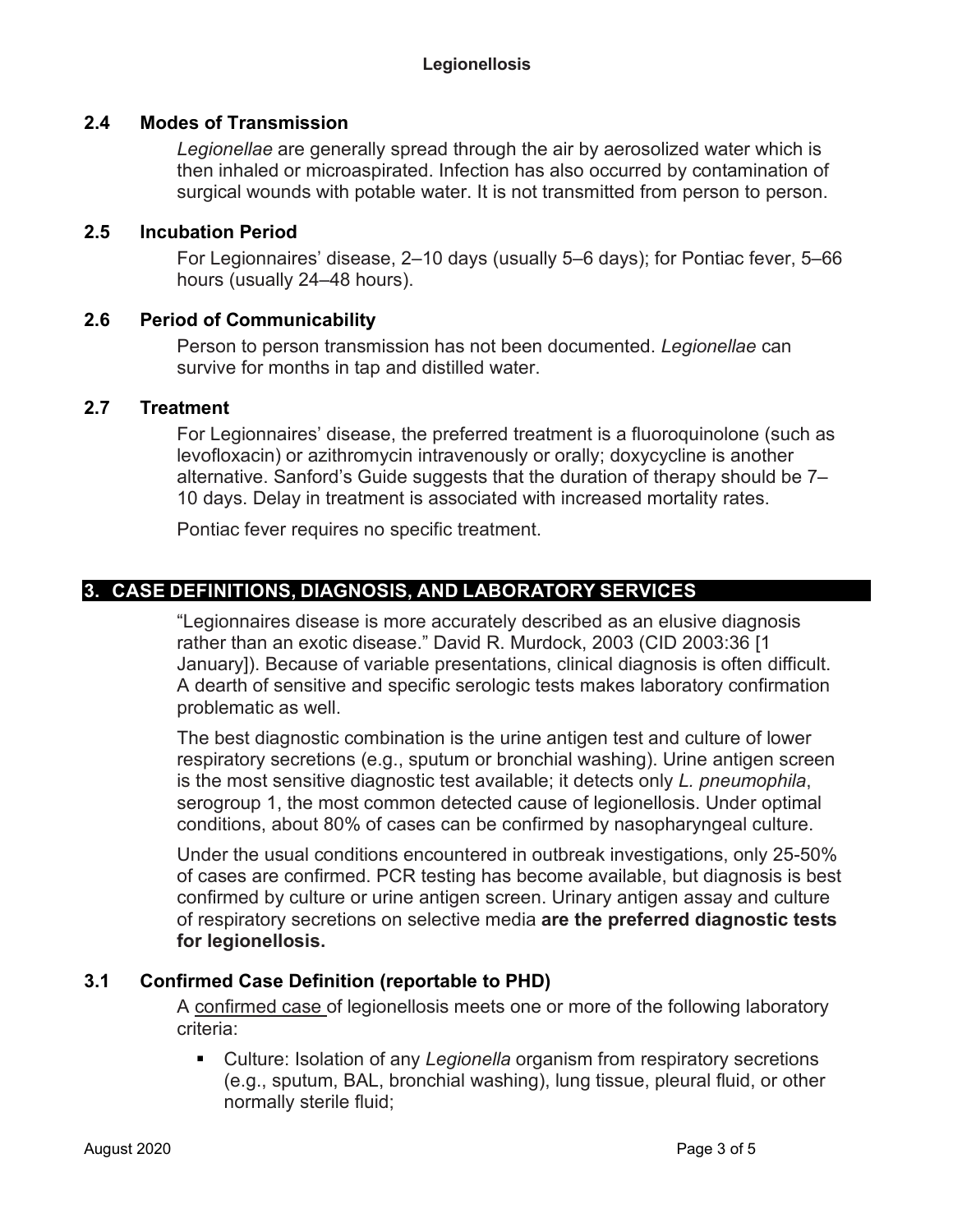### 2.4 Modes of Transmission

*Legionellae* are generally spread through the air by aerosolized water which is then inhaled or microaspirated. Infection has also occurred by contamination of surgical wounds with potable water. It is not transmitted from person to person.

### 2.5 Incubation Period

For Legionnaires' disease, 2–10 days (usually 5–6 days); for Pontiac fever, 5–66 hours (usually 24–48 hours).

### 2.6 Period of Communicability

Person to person transmission has not been documented. *Legionellae* can survive for months in tap and distilled water.

### 2.7 Treatment

For Legionnaires' disease, the preferred treatment is a fluoroquinolone (such as levofloxacin) or azithromycin intravenously or orally; doxycycline is another alternative. Sanford's Guide suggests that the duration of therapy should be 7–10 days. Delay in treatment is associated with increased mortality rates.

Pontiac fever requires no specific treatment.

## 3. CASE DEFINITIONS, DIAGNOSIS, AND LABORATORY SERVICES

"Legionnaires disease is more accurately described as an elusive diagnosis rather than an exotic disease." David R. Murdock, 2003 (CID 2003:36 [1 January]). Because of variable presentations, clinical diagnosis is often difficult. A dearth of sensitive and specific serologic tests makes laboratory confirmation problematic as well.

The best diagnostic combination is the urine antigen test and culture of lower respiratory secretions (e.g., sputum or bronchial washing). Urine antigen screen is the most sensitive diagnostic test available; it detects only *L. pneumophila*, serogroup 1, the most common detected cause of legionellosis. Under optimal conditions, about 80% of cases can be confirmed by nasopharyngeal culture.

Under the usual conditions encountered in outbreak investigations, only 25-50% of cases are confirmed. PCR testing has become available, but diagnosis is best confirmed by culture or urine antigen screen. Urinary antigen assay and culture of respiratory secretions on selective media **are the preferred diagnostic tests for legionellosis.**

### 3.1 Confirmed Case Definition (reportable to PHD)

A confirmed case of legionellosis meets one or more of the following laboratory criteria:

- Culture: Isolation of any *Legionella* organism from respiratory secretions (e.g., sputum, BAL, bronchial washing), lung tissue, pleural fluid, or other normally sterile fluid;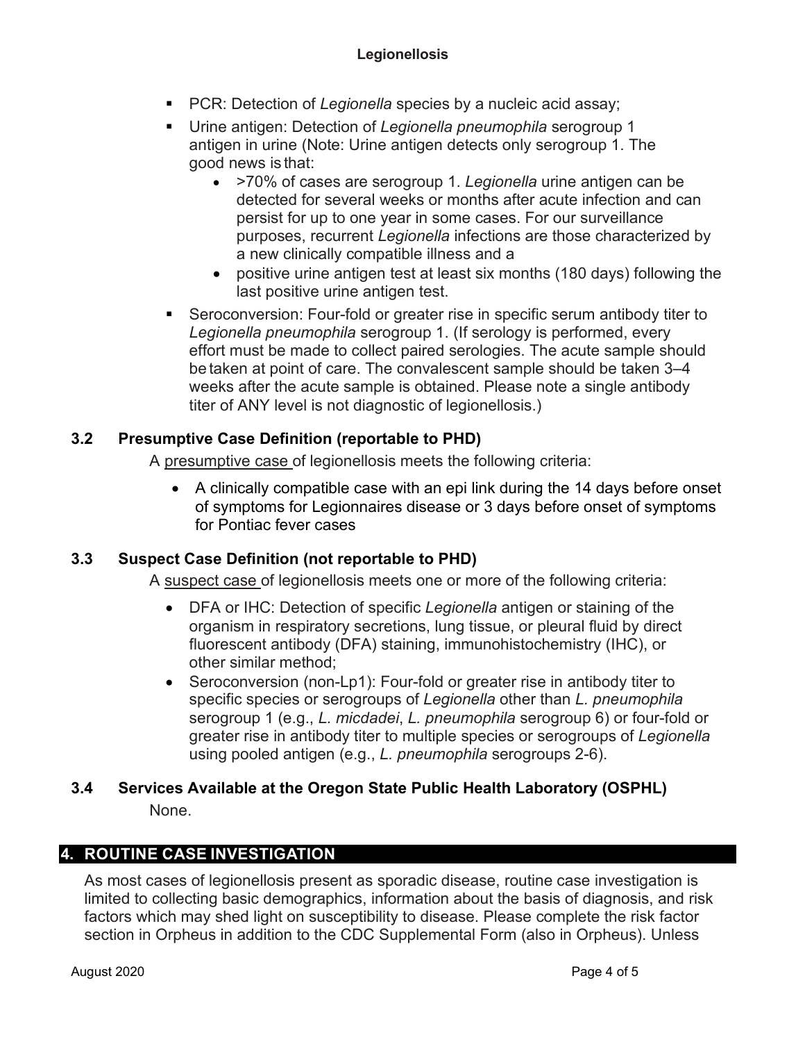- PCR: Detection of *Legionella* species by a nucleic acid assay;
- Urine antigen: Detection of *Legionella pneumophila* serogroup 1 antigen in urine (Note: Urine antigen detects only serogroup 1. The good news is that:
    - >70% of cases are serogroup 1. *Legionella* urine antigen can be detected for several weeks or months after acute infection and can persist for up to one year in some cases. For our surveillance purposes, recurrent *Legionella* infections are those characterized by a new clinically compatible illness and a
    - positive urine antigen test at least six months (180 days) following the last positive urine antigen test.
- Seroconversion: Four-fold or greater rise in specific serum antibody titer to *Legionella pneumophila* serogroup 1. (If serology is performed, every effort must be made to collect paired serologies. The acute sample should be taken at point of care. The convalescent sample should be taken 3–4 weeks after the acute sample is obtained. Please note a single antibody titer of ANY level is not diagnostic of legionellosis.)

### 3.2 Presumptive Case Definition (reportable to PHD)

A presumptive case of legionellosis meets the following criteria:

- A clinically compatible case with an epi link during the 14 days before onset of symptoms for Legionnaires disease or 3 days before onset of symptoms for Pontiac fever cases

### 3.3 Suspect Case Definition (not reportable to PHD)

A suspect case of legionellosis meets one or more of the following criteria:

- DFA or IHC: Detection of specific *Legionella* antigen or staining of the organism in respiratory secretions, lung tissue, or pleural fluid by direct fluorescent antibody (DFA) staining, immunohistochemistry (IHC), or other similar method;
- Seroconversion (non-Lp1): Four-fold or greater rise in antibody titer to specific species or serogroups of *Legionella* other than *L. pneumophila* serogroup 1 (e.g., *L. micdadei*, *L. pneumophila* serogroup 6) or four-fold or greater rise in antibody titer to multiple species or serogroups of *Legionella* using pooled antigen (e.g., *L. pneumophila* serogroups 2-6).

### 3.4 Services Available at the Oregon State Public Health Laboratory (OSPHL)

None.

## 4. ROUTINE CASE INVESTIGATION

As most cases of legionellosis present as sporadic disease, routine case investigation is limited to collecting basic demographics, information about the basis of diagnosis, and risk factors which may shed light on susceptibility to disease. Please complete the risk factor section in Orpheus in addition to the CDC Supplemental Form (also in Orpheus). Unless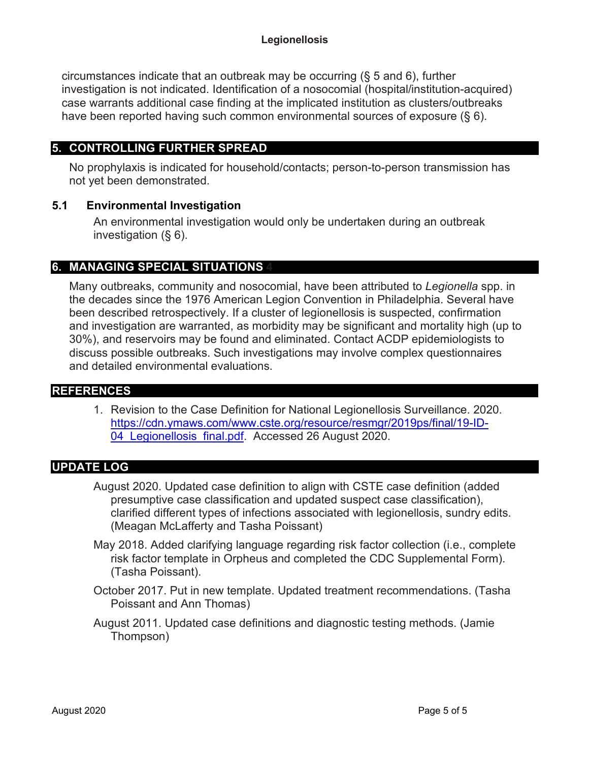circumstances indicate that an outbreak may be occurring (§ 5 and 6), further investigation is not indicated. Identification of a nosocomial (hospital/institution-acquired) case warrants additional case finding at the implicated institution as clusters/outbreaks have been reported having such common environmental sources of exposure (§ 6).

## 5. CONTROLLING FURTHER SPREAD

No prophylaxis is indicated for household/contacts; person-to-person transmission has not yet been demonstrated.

### 5.1 Environmental Investigation

An environmental investigation would only be undertaken during an outbreak investigation (§ 6).

## 6. MANAGING SPECIAL SITUATIONS [4]

Many outbreaks, community and nosocomial, have been attributed to *Legionella* spp. in the decades since the 1976 American Legion Convention in Philadelphia. Several have been described retrospectively. If a cluster of legionellosis is suspected, confirmation and investigation are warranted, as morbidity may be significant and mortality high (up to 30%), and reservoirs may be found and eliminated. Contact ACDP epidemiologists to discuss possible outbreaks. Such investigations may involve complex questionnaires and detailed environmental evaluations.

## REFERENCES

1. Revision to the Case Definition for National Legionellosis Surveillance. 2020. [https://cdn.ymaws.com/www.cste.org/resource/resmgr/2019ps/final/19-ID-04_Legionellosis_final.pdf](https://cdn.ymaws.com/www.cste.org/resource/resmgr/2019ps/final/19-ID-04_Legionellosis_final.pdf). Accessed 26 August 2020.

## UPDATE LOG

August 2020. Updated case definition to align with CSTE case definition (added presumptive case classification and updated suspect case classification), clarified different types of infections associated with legionellosis, sundry edits. (Meagan McLafferty and Tasha Poissant)

May 2018. Added clarifying language regarding risk factor collection (i.e., complete risk factor template in Orpheus and completed the CDC Supplemental Form). (Tasha Poissant).

October 2017. Put in new template. Updated treatment recommendations. (Tasha Poissant and Ann Thomas)

August 2011. Updated case definitions and diagnostic testing methods. (Jamie Thompson)